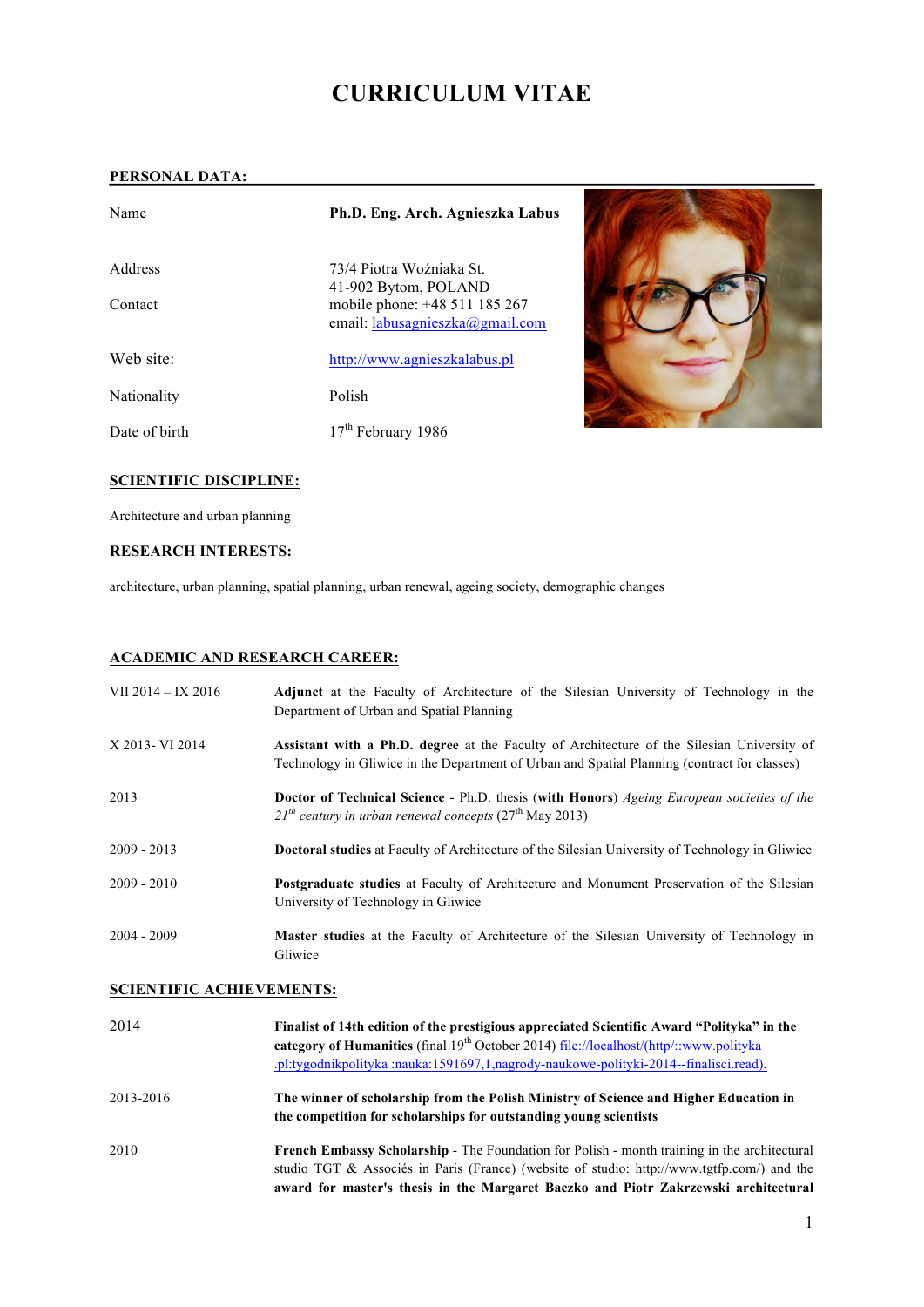# CURRICULUM VITAE

## PERSONAL DATA:

| | |
|---|---|
| Name | **Ph.D. Eng. Arch. Agnieszka Labus** |
| Address | 73/4 Piotra Woźniaka St.<br>41-902 Bytom, POLAND |
| Contact | mobile phone: +48 511 185 267<br>email: labusagnieszka@gmail.com |
| Web site: | http://www.agnieszkalabus.pl |
| Nationality | Polish |
| Date of birth | 17th February 1986 |

## SCIENTIFIC DISCIPLINE:

Architecture and urban planning

## RESEARCH INTERESTS:

architecture, urban planning, spatial planning, urban renewal, ageing society, demographic changes

## ACADEMIC AND RESEARCH CAREER:

| | |
|---|---|
| VII 2014 – IX 2016 | **Adjunct** at the Faculty of Architecture of the Silesian University of Technology in the Department of Urban and Spatial Planning |
| X 2013- VI 2014 | **Assistant with a Ph.D. degree** at the Faculty of Architecture of the Silesian University of Technology in Gliwice in the Department of Urban and Spatial Planning (contract for classes) |
| 2013 | **Doctor of Technical Science** - Ph.D. thesis (**with Honors**) *Ageing European societies of the 21th century in urban renewal concepts* (27th May 2013) |
| 2009 - 2013 | **Doctoral studies** at Faculty of Architecture of the Silesian University of Technology in Gliwice |
| 2009 - 2010 | **Postgraduate studies** at Faculty of Architecture and Monument Preservation of the Silesian University of Technology in Gliwice |
| 2004 - 2009 | **Master studies** at the Faculty of Architecture of the Silesian University of Technology in Gliwice |

## SCIENTIFIC ACHIEVEMENTS:

| | |
|---|---|
| 2014 | **Finalist of 14th edition of the prestigious appreciated Scientific Award "Polityka" in the category of Humanities** (final 19th October 2014) file://localhost/(http/::www.polityka .pl:tygodnikpolityka :nauka:1591697,1,nagrody-naukowe-polityki-2014--finalisci.read). |
| 2013-2016 | **The winner of scholarship from the Polish Ministry of Science and Higher Education in the competition for scholarships for outstanding young scientists** |
| 2010 | **French Embassy Scholarship** - The Foundation for Polish - month training in the architectural studio TGT & Associés in Paris (France) (website of studio: http://www.tgtfp.com/) and the **award for master's thesis in the Margaret Baczko and Piotr Zakrzewski architectural** |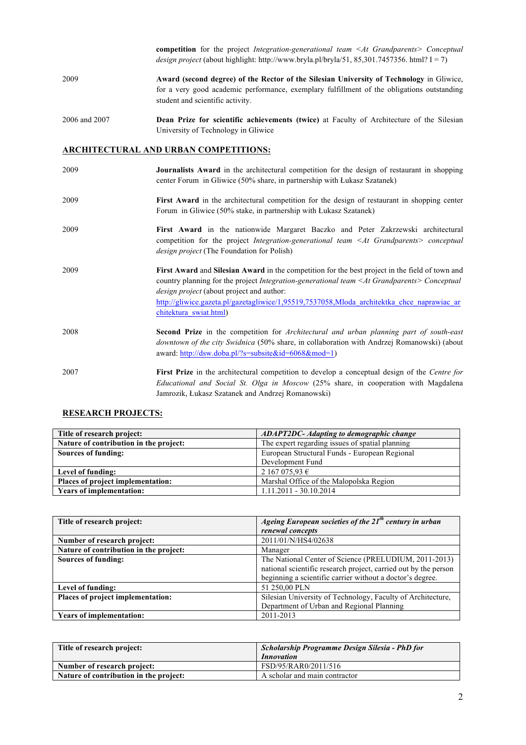| | |
|---|---|
| | **competition** for the project *Integration-generational team <At Grandparents> Conceptual design project* (about highlight: http://www.bryla.pl/bryla/51, 85,301.7457356. html? I = 7) |
| 2009 | **Award (second degree) of the Rector of the Silesian University of Technology** in Gliwice, for a very good academic performance, exemplary fulfillment of the obligations outstanding student and scientific activity. |
| 2006 and 2007 | **Dean Prize for scientific achievements (twice)** at Faculty of Architecture of the Silesian University of Technology in Gliwice |

## ARCHITECTURAL AND URBAN COMPETITIONS:

| | |
|---|---|
| 2009 | **Journalists Award** in the architectural competition for the design of restaurant in shopping center Forum in Gliwice (50% share, in partnership with Łukasz Szatanek) |
| 2009 | **First Award** in the architectural competition for the design of restaurant in shopping center Forum in Gliwice (50% stake, in partnership with Łukasz Szatanek) |
| 2009 | **First Award** in the nationwide Margaret Baczko and Peter Zakrzewski architectural competition for the project *Integration-generational team <At Grandparents> conceptual design project* (The Foundation for Polish) |
| 2009 | **First Award** and **Silesian Award** in the competition for the best project in the field of town and country planning for the project *Integration-generational team <At Grandparents> Conceptual design project* (about project and author: http://gliwice.gazeta.pl/gazetagliwice/1,95519,7537058,Mloda_architektka_chce_naprawiac_architektura_swiat.html) |
| 2008 | **Second Prize** in the competition for *Architectural and urban planning part of south-east downtown of the city Swidnica* (50% share, in collaboration with Andrzej Romanowski) (about award: http://dsw.doba.pl/?s=subsite&id=6068&mod=1) |
| 2007 | **First Prize** in the architectural competition to develop a conceptual design of the *Centre for Educational and Social St. Olga in Moscow* (25% share, in cooperation with Magdalena Jamrozik, Łukasz Szatanek and Andrzej Romanowski) |

## RESEARCH PROJECTS:

| **Title of research project:** | ***ADAPT2DC- Adapting to demographic change*** |
|---|---|
| **Nature of contribution in the project:** | The expert regarding issues of spatial planning |
| **Sources of funding:** | European Structural Funds - European Regional Development Fund |
| **Level of funding:** | 2 167 075,93 € |
| **Places of project implementation:** | Marshal Office of the Malopolska Region |
| **Years of implementation:** | 1.11.2011 - 30.10.2014 |

| **Title of research project:** | ***Ageing European societies of the 21th century in urban renewal concepts*** |
|---|---|
| **Number of research project:** | 2011/01/N/HS4/02638 |
| **Nature of contribution in the project:** | Manager |
| **Sources of funding:** | The National Center of Science (PRELUDIUM, 2011-2013) national scientific research project, carried out by the person beginning a scientific carrier without a doctor's degree. |
| **Level of funding:** | 51 250,00 PLN |
| **Places of project implementation:** | Silesian University of Technology, Faculty of Architecture, Department of Urban and Regional Planning |
| **Years of implementation:** | 2011-2013 |

| **Title of research project:** | ***Scholarship Programme Design Silesia - PhD for Innovation*** |
|---|---|
| **Number of research project:** | FSD/95/RAR0/2011/516 |
| **Nature of contribution in the project:** | A scholar and main contractor |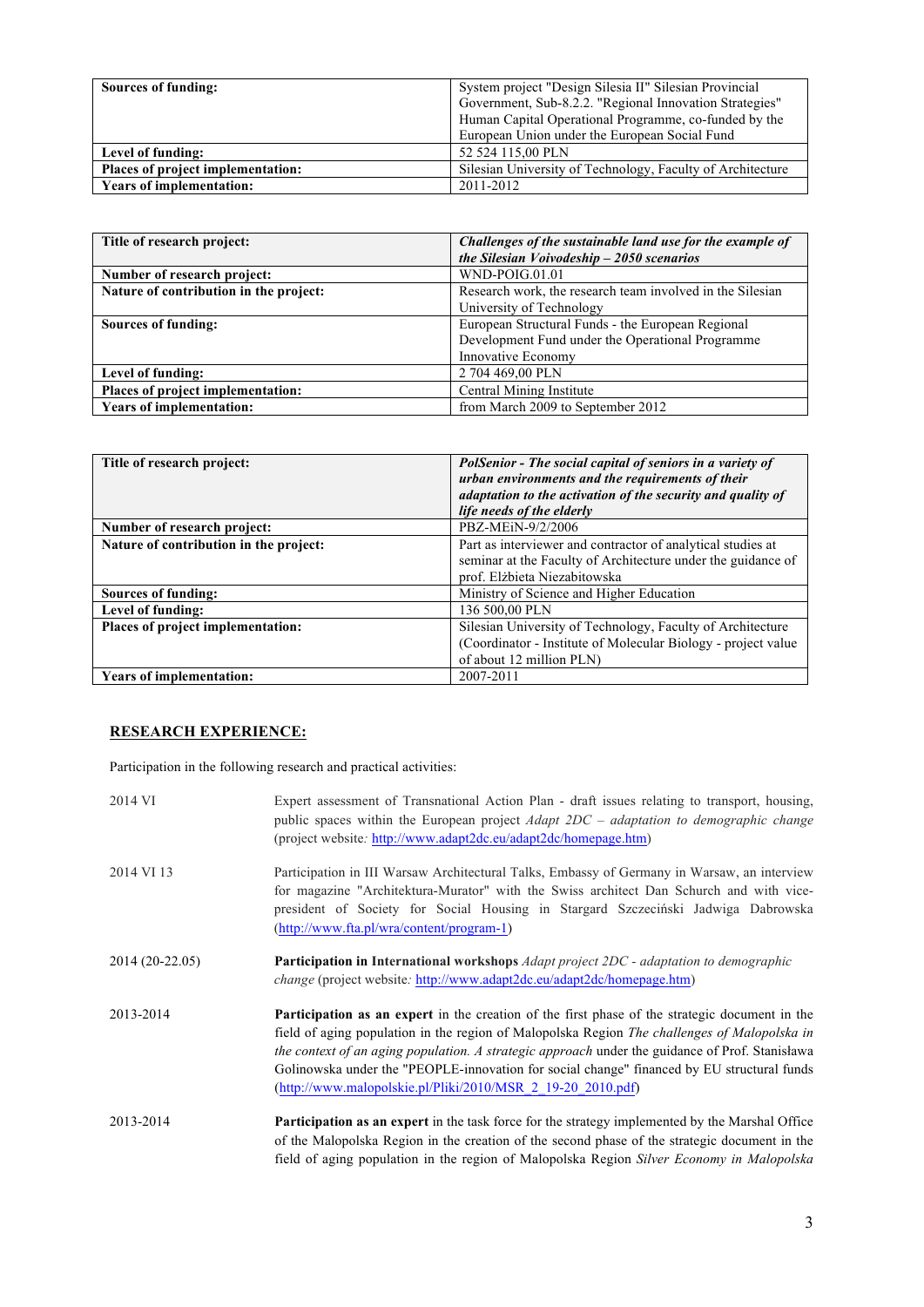| | |
|---|---|
| **Sources of funding:** | System project "Design Silesia II" Silesian Provincial Government, Sub-8.2.2. "Regional Innovation Strategies" Human Capital Operational Programme, co-funded by the European Union under the European Social Fund |
| **Level of funding:** | 52 524 115,00 PLN |
| **Places of project implementation:** | Silesian University of Technology, Faculty of Architecture |
| **Years of implementation:** | 2011-2012 |

| **Title of research project:** | ***Challenges of the sustainable land use for the example of the Silesian Voivodeship – 2050 scenarios*** |
|---|---|
| **Number of research project:** | WND-POIG.01.01 |
| **Nature of contribution in the project:** | Research work, the research team involved in the Silesian University of Technology |
| **Sources of funding:** | European Structural Funds - the European Regional Development Fund under the Operational Programme Innovative Economy |
| **Level of funding:** | 2 704 469,00 PLN |
| **Places of project implementation:** | Central Mining Institute |
| **Years of implementation:** | from March 2009 to September 2012 |

| **Title of research project:** | ***PolSenior - The social capital of seniors in a variety of urban environments and the requirements of their adaptation to the activation of the security and quality of life needs of the elderly*** |
|---|---|
| **Number of research project:** | PBZ-MEiN-9/2/2006 |
| **Nature of contribution in the project:** | Part as interviewer and contractor of analytical studies at seminar at the Faculty of Architecture under the guidance of prof. Elżbieta Niezabitowska |
| **Sources of funding:** | Ministry of Science and Higher Education |
| **Level of funding:** | 136 500,00 PLN |
| **Places of project implementation:** | Silesian University of Technology, Faculty of Architecture (Coordinator - Institute of Molecular Biology - project value of about 12 million PLN) |
| **Years of implementation:** | 2007-2011 |

## RESEARCH EXPERIENCE:

Participation in the following research and practical activities:

| | |
|---|---|
| 2014 VI | Expert assessment of Transnational Action Plan - draft issues relating to transport, housing, public spaces within the European project *Adapt 2DC – adaptation to demographic change* (project website*:* http://www.adapt2dc.eu/adapt2dc/homepage.htm) |
| 2014 VI 13 | Participation in III Warsaw Architectural Talks, Embassy of Germany in Warsaw, an interview for magazine "Architektura-Murator" with the Swiss architect Dan Schurch and with vice-president of Society for Social Housing in Stargard Szczeciński Jadwiga Dabrowska (http://www.fta.pl/wra/content/program-1) |
| 2014 (20-22.05) | **Participation in International workshops** *Adapt project 2DC - adaptation to demographic change* (project website*:* http://www.adapt2dc.eu/adapt2dc/homepage.htm) |
| 2013-2014 | **Participation as an expert** in the creation of the first phase of the strategic document in the field of aging population in the region of Malopolska Region *The challenges of Malopolska in the context of an aging population. A strategic approach* under the guidance of Prof. Stanisława Golinowska under the "PEOPLE-innovation for social change" financed by EU structural funds (http://www.malopolskie.pl/Pliki/2010/MSR_2_19-20_2010.pdf) |
| 2013-2014 | **Participation as an expert** in the task force for the strategy implemented by the Marshal Office of the Malopolska Region in the creation of the second phase of the strategic document in the field of aging population in the region of Malopolska Region *Silver Economy in Malopolska* |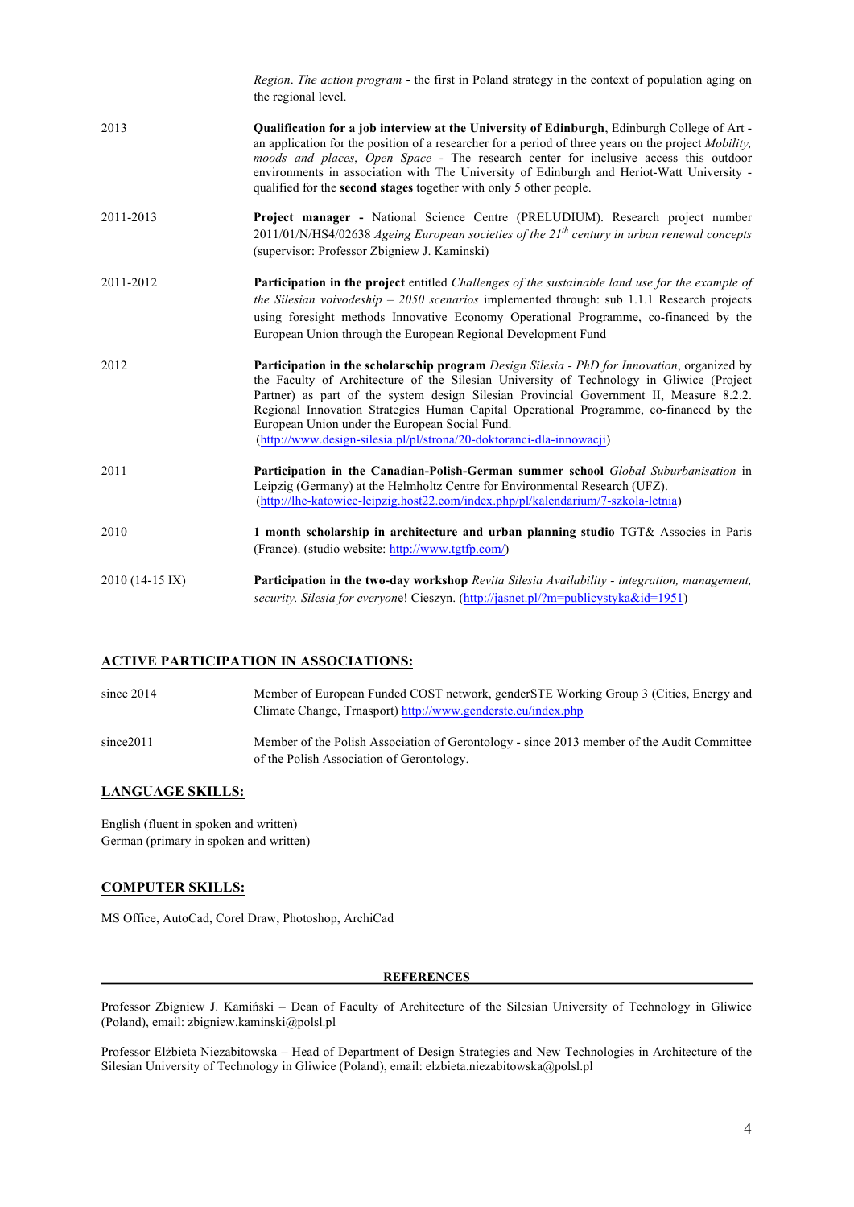| | |
|---|---|
| | *Region. The action program* - the first in Poland strategy in the context of population aging on the regional level. |
| 2013 | **Qualification for a job interview at the University of Edinburgh**, Edinburgh College of Art - an application for the position of a researcher for a period of three years on the project *Mobility, moods and places*, *Open Space* - The research center for inclusive access this outdoor environments in association with The University of Edinburgh and Heriot-Watt University - qualified for the **second stages** together with only 5 other people. |
| 2011-2013 | **Project manager -** National Science Centre (PRELUDIUM). Research project number 2011/01/N/HS4/02638 *Ageing European societies of the 21th century in urban renewal concepts* (supervisor: Professor Zbigniew J. Kaminski) |
| 2011-2012 | **Participation in the project** entitled *Challenges of the sustainable land use for the example of the Silesian voivodeship – 2050 scenarios* implemented through: sub 1.1.1 Research projects using foresight methods Innovative Economy Operational Programme, co-financed by the European Union through the European Regional Development Fund |
| 2012 | **Participation in the scholarschip program** *Design Silesia - PhD for Innovation*, organized by the Faculty of Architecture of the Silesian University of Technology in Gliwice (Project Partner) as part of the system design Silesian Provincial Government II, Measure 8.2.2. Regional Innovation Strategies Human Capital Operational Programme, co-financed by the European Union under the European Social Fund. (http://www.design-silesia.pl/pl/strona/20-doktoranci-dla-innowacji) |
| 2011 | **Participation in the Canadian-Polish-German summer school** *Global Suburbanisation* in Leipzig (Germany) at the Helmholtz Centre for Environmental Research (UFZ). (http://lhe-katowice-leipzig.host22.com/index.php/pl/kalendarium/7-szkola-letnia) |
| 2010 | **1 month scholarship in architecture and urban planning studio** TGT& Associes in Paris (France). (studio website: http://www.tgtfp.com/) |
| 2010 (14-15 IX) | **Participation in the two-day workshop** *Revita Silesia Availability - integration, management, security. Silesia for everyon*e! Cieszyn. (http://jasnet.pl/?m=publicystyka&id=1951) |

## ACTIVE PARTICIPATION IN ASSOCIATIONS:

| | |
|---|---|
| since 2014 | Member of European Funded COST network, genderSTE Working Group 3 (Cities, Energy and Climate Change, Trnasport) http://www.genderste.eu/index.php |
| since2011 | Member of the Polish Association of Gerontology - since 2013 member of the Audit Committee of the Polish Association of Gerontology. |

## LANGUAGE SKILLS:

English (fluent in spoken and written)
German (primary in spoken and written)

## COMPUTER SKILLS:

MS Office, AutoCad, Corel Draw, Photoshop, ArchiCad

## REFERENCES

Professor Zbigniew J. Kamiński – Dean of Faculty of Architecture of the Silesian University of Technology in Gliwice (Poland), email: zbigniew.kaminski@polsl.pl

Professor Elżbieta Niezabitowska – Head of Department of Design Strategies and New Technologies in Architecture of the Silesian University of Technology in Gliwice (Poland), email: elzbieta.niezabitowska@polsl.pl